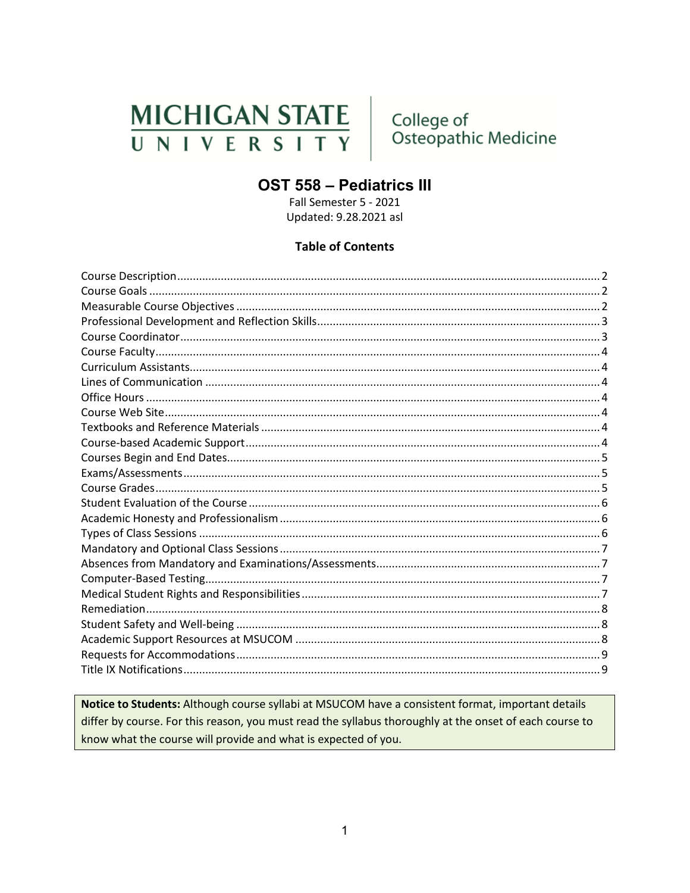MICHIGAN STATE UNIVERSITY | College of Osteopathic Medicine

# OST 558 – Pediatrics III

Fall Semester 5 - 2021
Updated: 9.28.2021 asl

## Table of Contents

Course Description ........ 2
Course Goals ........ 2
Measurable Course Objectives ........ 2
Professional Development and Reflection Skills ........ 3
Course Coordinator ........ 3
Course Faculty ........ 4
Curriculum Assistants ........ 4
Lines of Communication ........ 4
Office Hours ........ 4
Course Web Site ........ 4
Textbooks and Reference Materials ........ 4
Course-based Academic Support ........ 4
Courses Begin and End Dates ........ 5
Exams/Assessments ........ 5
Course Grades ........ 5
Student Evaluation of the Course ........ 6
Academic Honesty and Professionalism ........ 6
Types of Class Sessions ........ 6
Mandatory and Optional Class Sessions ........ 7
Absences from Mandatory and Examinations/Assessments ........ 7
Computer-Based Testing ........ 7
Medical Student Rights and Responsibilities ........ 7
Remediation ........ 8
Student Safety and Well-being ........ 8
Academic Support Resources at MSUCOM ........ 8
Requests for Accommodations ........ 9
Title IX Notifications ........ 9

**Notice to Students:** Although course syllabi at MSUCOM have a consistent format, important details differ by course. For this reason, you must read the syllabus thoroughly at the onset of each course to know what the course will provide and what is expected of you.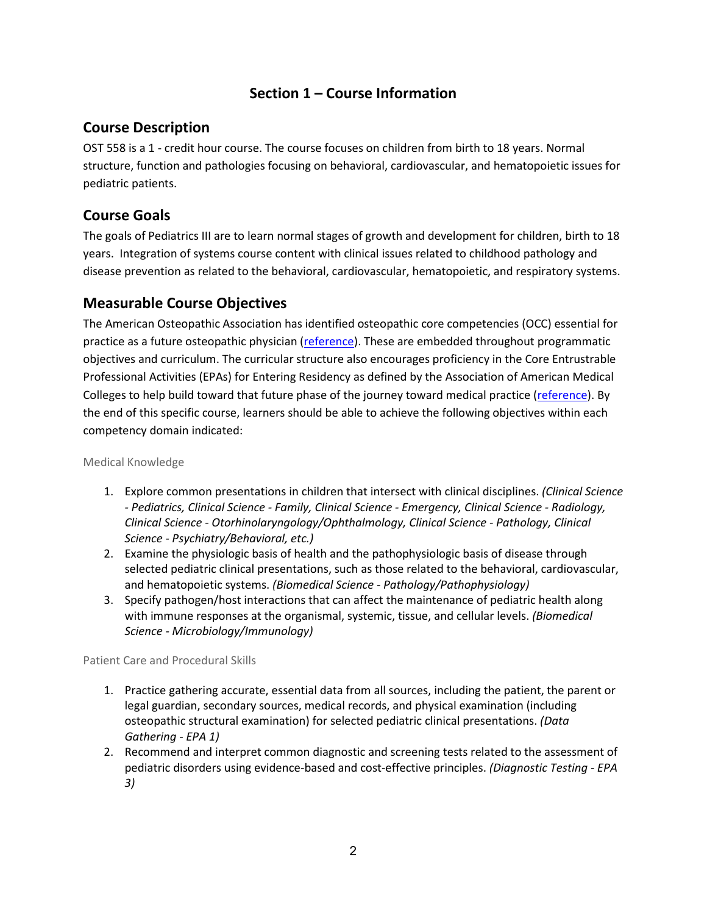# Section 1 – Course Information

## Course Description

OST 558 is a 1 - credit hour course. The course focuses on children from birth to 18 years. Normal structure, function and pathologies focusing on behavioral, cardiovascular, and hematopoietic issues for pediatric patients.

## Course Goals

The goals of Pediatrics III are to learn normal stages of growth and development for children, birth to 18 years. Integration of systems course content with clinical issues related to childhood pathology and disease prevention as related to the behavioral, cardiovascular, hematopoietic, and respiratory systems.

## Measurable Course Objectives

The American Osteopathic Association has identified osteopathic core competencies (OCC) essential for practice as a future osteopathic physician (reference). These are embedded throughout programmatic objectives and curriculum. The curricular structure also encourages proficiency in the Core Entrustable Professional Activities (EPAs) for Entering Residency as defined by the Association of American Medical Colleges to help build toward that future phase of the journey toward medical practice (reference). By the end of this specific course, learners should be able to achieve the following objectives within each competency domain indicated:

### Medical Knowledge

1. Explore common presentations in children that intersect with clinical disciplines. *(Clinical Science - Pediatrics, Clinical Science - Family, Clinical Science - Emergency, Clinical Science - Radiology, Clinical Science - Otorhinolaryngology/Ophthalmology, Clinical Science - Pathology, Clinical Science - Psychiatry/Behavioral, etc.)*
2. Examine the physiologic basis of health and the pathophysiologic basis of disease through selected pediatric clinical presentations, such as those related to the behavioral, cardiovascular, and hematopoietic systems. *(Biomedical Science - Pathology/Pathophysiology)*
3. Specify pathogen/host interactions that can affect the maintenance of pediatric health along with immune responses at the organismal, systemic, tissue, and cellular levels. *(Biomedical Science - Microbiology/Immunology)*

### Patient Care and Procedural Skills

1. Practice gathering accurate, essential data from all sources, including the patient, the parent or legal guardian, secondary sources, medical records, and physical examination (including osteopathic structural examination) for selected pediatric clinical presentations. *(Data Gathering - EPA 1)*
2. Recommend and interpret common diagnostic and screening tests related to the assessment of pediatric disorders using evidence-based and cost-effective principles. *(Diagnostic Testing - EPA 3)*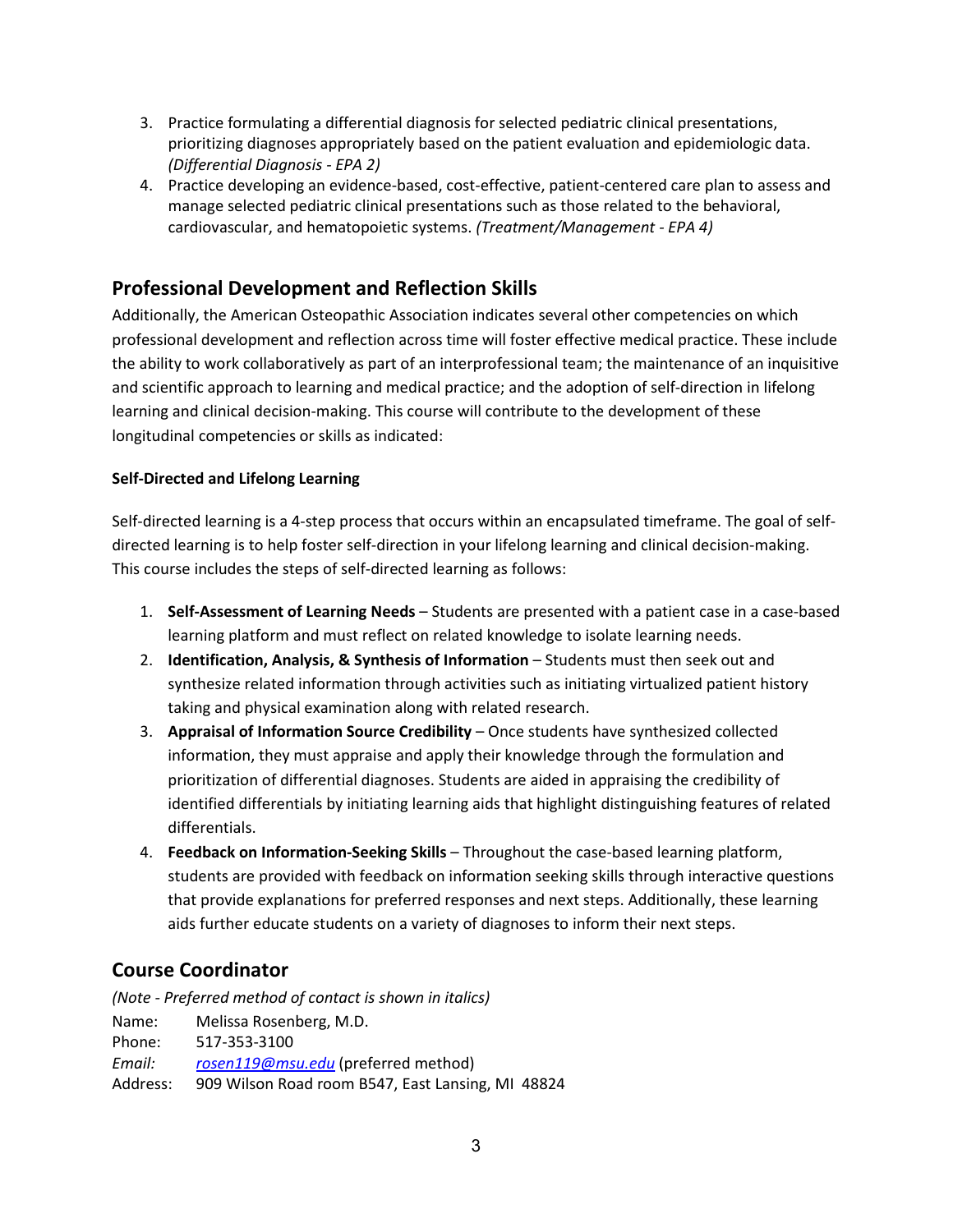3. Practice formulating a differential diagnosis for selected pediatric clinical presentations, prioritizing diagnoses appropriately based on the patient evaluation and epidemiologic data. *(Differential Diagnosis - EPA 2)*
4. Practice developing an evidence-based, cost-effective, patient-centered care plan to assess and manage selected pediatric clinical presentations such as those related to the behavioral, cardiovascular, and hematopoietic systems. *(Treatment/Management - EPA 4)*

## Professional Development and Reflection Skills

Additionally, the American Osteopathic Association indicates several other competencies on which professional development and reflection across time will foster effective medical practice. These include the ability to work collaboratively as part of an interprofessional team; the maintenance of an inquisitive and scientific approach to learning and medical practice; and the adoption of self-direction in lifelong learning and clinical decision-making. This course will contribute to the development of these longitudinal competencies or skills as indicated:

### Self-Directed and Lifelong Learning

Self-directed learning is a 4-step process that occurs within an encapsulated timeframe. The goal of self-directed learning is to help foster self-direction in your lifelong learning and clinical decision-making. This course includes the steps of self-directed learning as follows:

1. **Self-Assessment of Learning Needs** – Students are presented with a patient case in a case-based learning platform and must reflect on related knowledge to isolate learning needs.
2. **Identification, Analysis, & Synthesis of Information** – Students must then seek out and synthesize related information through activities such as initiating virtualized patient history taking and physical examination along with related research.
3. **Appraisal of Information Source Credibility** – Once students have synthesized collected information, they must appraise and apply their knowledge through the formulation and prioritization of differential diagnoses. Students are aided in appraising the credibility of identified differentials by initiating learning aids that highlight distinguishing features of related differentials.
4. **Feedback on Information-Seeking Skills** – Throughout the case-based learning platform, students are provided with feedback on information seeking skills through interactive questions that provide explanations for preferred responses and next steps. Additionally, these learning aids further educate students on a variety of diagnoses to inform their next steps.

## Course Coordinator

*(Note - Preferred method of contact is shown in italics)*

Name: Melissa Rosenberg, M.D.
Phone: 517-353-3100
*Email:* *rosen119@msu.edu* (preferred method)
Address: 909 Wilson Road room B547, East Lansing, MI 48824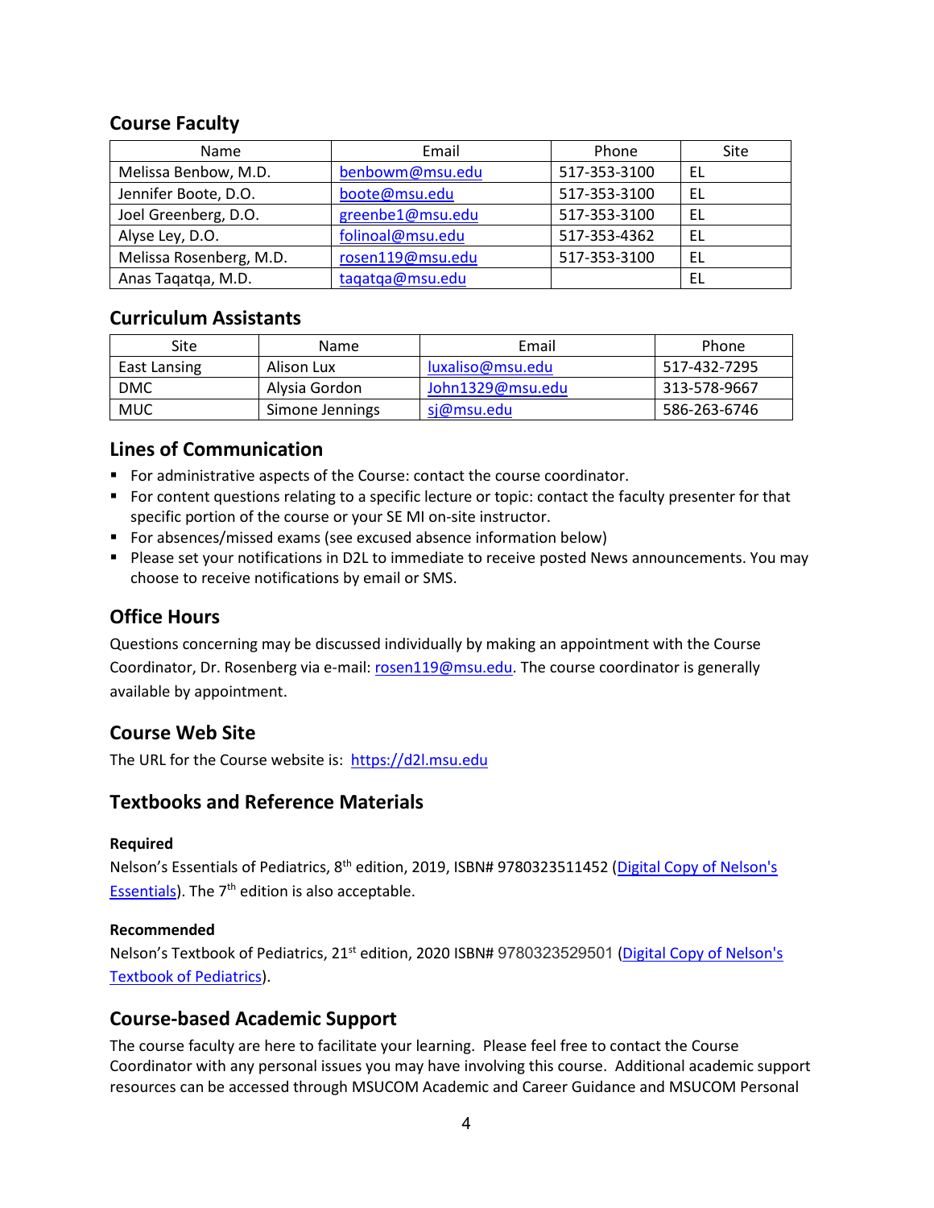## Course Faculty

| Name | Email | Phone | Site |
|---|---|---|---|
| Melissa Benbow, M.D. | benbowm@msu.edu | 517-353-3100 | EL |
| Jennifer Boote, D.O. | boote@msu.edu | 517-353-3100 | EL |
| Joel Greenberg, D.O. | greenbe1@msu.edu | 517-353-3100 | EL |
| Alyse Ley, D.O. | folinoal@msu.edu | 517-353-4362 | EL |
| Melissa Rosenberg, M.D. | rosen119@msu.edu | 517-353-3100 | EL |
| Anas Taqatqa, M.D. | taqatqa@msu.edu | | EL |

## Curriculum Assistants

| Site | Name | Email | Phone |
|---|---|---|---|
| East Lansing | Alison Lux | luxaliso@msu.edu | 517-432-7295 |
| DMC | Alysia Gordon | John1329@msu.edu | 313-578-9667 |
| MUC | Simone Jennings | sj@msu.edu | 586-263-6746 |

## Lines of Communication

- For administrative aspects of the Course: contact the course coordinator.
- For content questions relating to a specific lecture or topic: contact the faculty presenter for that specific portion of the course or your SE MI on-site instructor.
- For absences/missed exams (see excused absence information below)
- Please set your notifications in D2L to immediate to receive posted News announcements. You may choose to receive notifications by email or SMS.

## Office Hours

Questions concerning may be discussed individually by making an appointment with the Course Coordinator, Dr. Rosenberg via e-mail: rosen119@msu.edu. The course coordinator is generally available by appointment.

## Course Web Site

The URL for the Course website is: https://d2l.msu.edu

## Textbooks and Reference Materials

**Required**

Nelson's Essentials of Pediatrics, 8th edition, 2019, ISBN# 9780323511452 (Digital Copy of Nelson's Essentials). The 7th edition is also acceptable.

**Recommended**

Nelson's Textbook of Pediatrics, 21st edition, 2020 ISBN# 9780323529501 (Digital Copy of Nelson's Textbook of Pediatrics).

## Course-based Academic Support

The course faculty are here to facilitate your learning. Please feel free to contact the Course Coordinator with any personal issues you may have involving this course. Additional academic support resources can be accessed through MSUCOM Academic and Career Guidance and MSUCOM Personal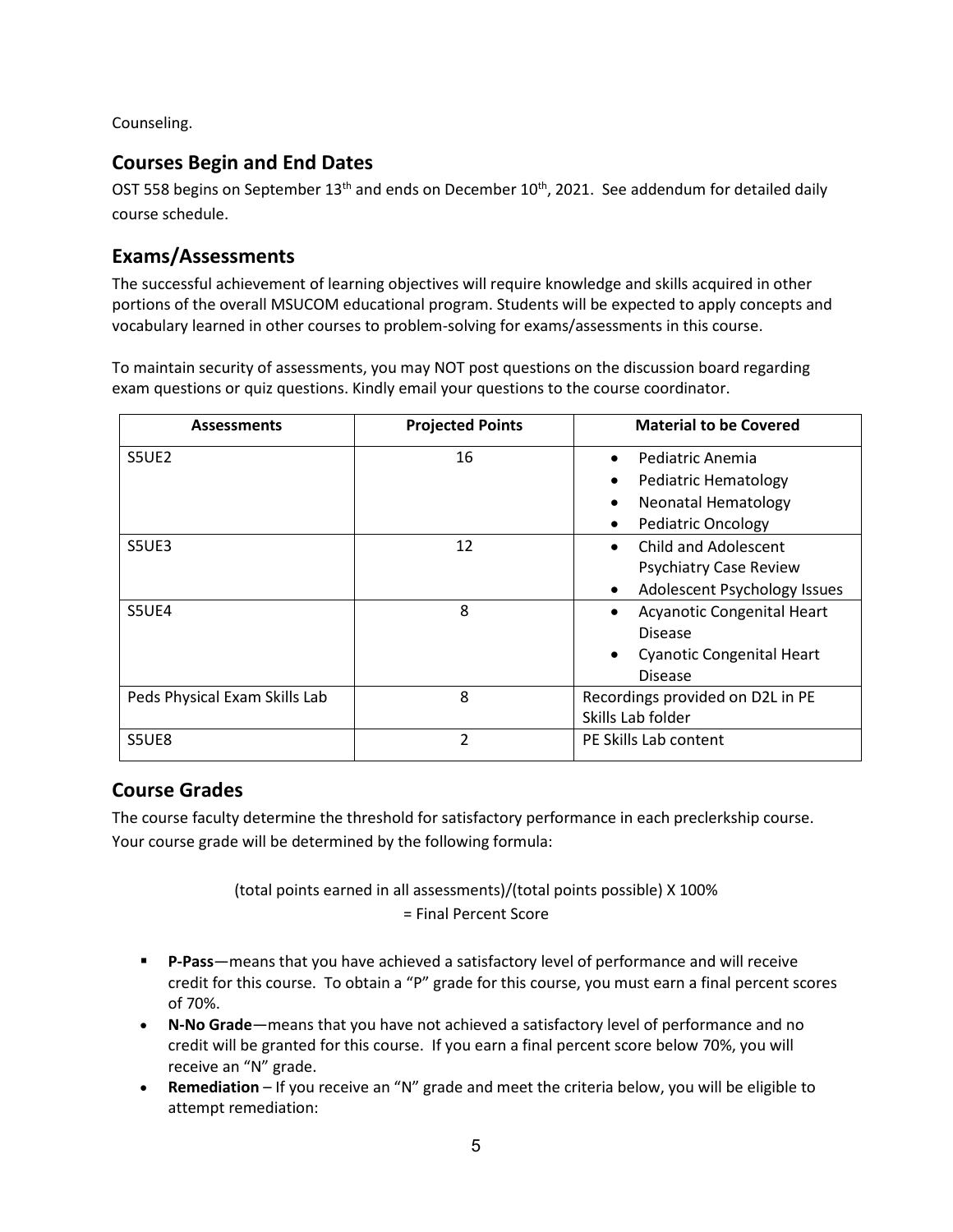Counseling.

## Courses Begin and End Dates

OST 558 begins on September 13th and ends on December 10th, 2021. See addendum for detailed daily course schedule.

## Exams/Assessments

The successful achievement of learning objectives will require knowledge and skills acquired in other portions of the overall MSUCOM educational program. Students will be expected to apply concepts and vocabulary learned in other courses to problem-solving for exams/assessments in this course.

To maintain security of assessments, you may NOT post questions on the discussion board regarding exam questions or quiz questions. Kindly email your questions to the course coordinator.

| Assessments | Projected Points | Material to be Covered |
|---|---|---|
| S5UE2 | 16 | • Pediatric Anemia<br>• Pediatric Hematology<br>• Neonatal Hematology<br>• Pediatric Oncology |
| S5UE3 | 12 | • Child and Adolescent Psychiatry Case Review<br>• Adolescent Psychology Issues |
| S5UE4 | 8 | • Acyanotic Congenital Heart Disease<br>• Cyanotic Congenital Heart Disease |
| Peds Physical Exam Skills Lab | 8 | Recordings provided on D2L in PE Skills Lab folder |
| S5UE8 | 2 | PE Skills Lab content |

## Course Grades

The course faculty determine the threshold for satisfactory performance in each preclerkship course. Your course grade will be determined by the following formula:

(total points earned in all assessments)/(total points possible) X 100%
= Final Percent Score

- **P-Pass**—means that you have achieved a satisfactory level of performance and will receive credit for this course. To obtain a "P" grade for this course, you must earn a final percent scores of 70%.
- **N-No Grade**—means that you have not achieved a satisfactory level of performance and no credit will be granted for this course. If you earn a final percent score below 70%, you will receive an "N" grade.
- **Remediation** – If you receive an "N" grade and meet the criteria below, you will be eligible to attempt remediation: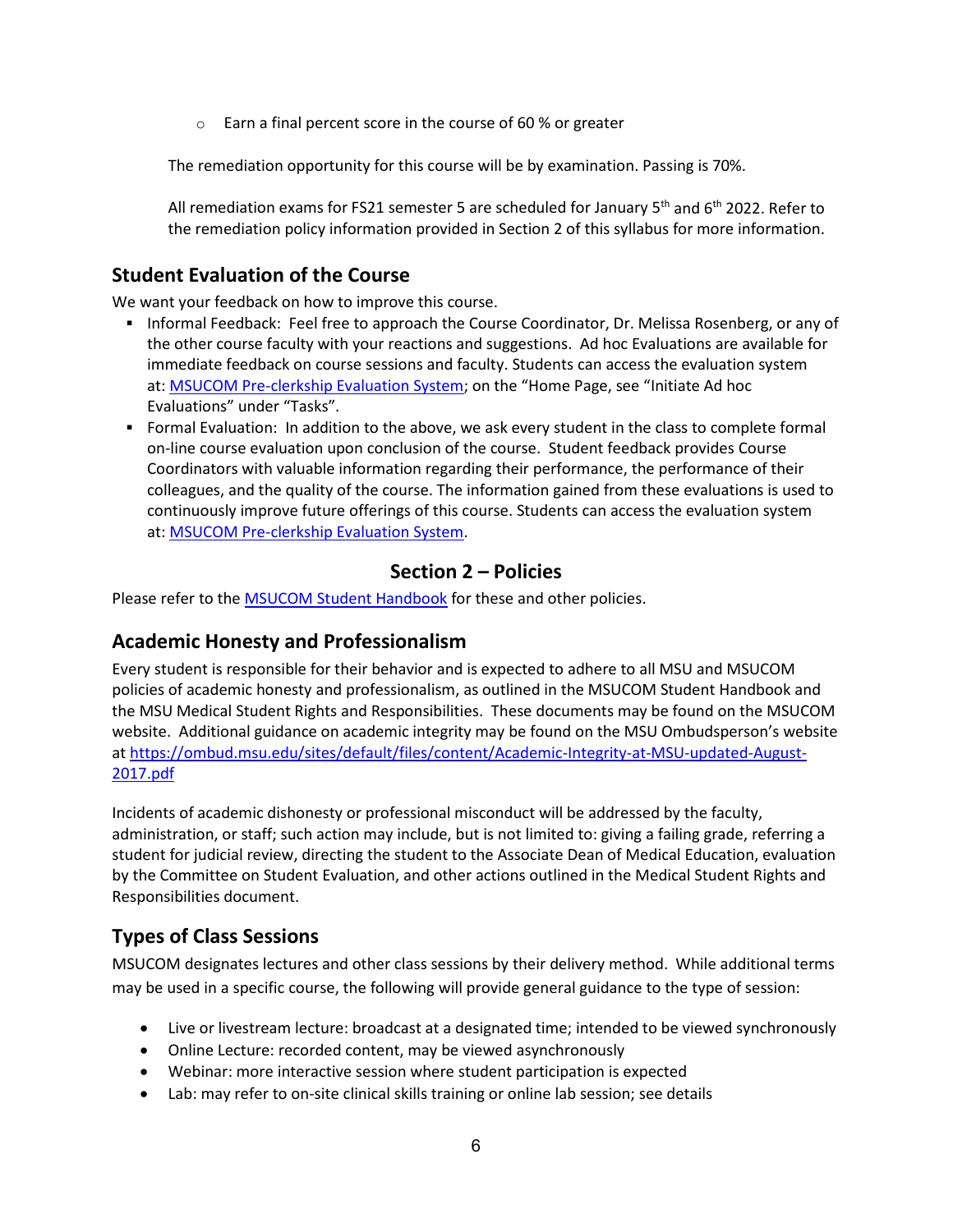- Earn a final percent score in the course of 60 % or greater

The remediation opportunity for this course will be by examination. Passing is 70%.

All remediation exams for FS21 semester 5 are scheduled for January 5th and 6th 2022. Refer to the remediation policy information provided in Section 2 of this syllabus for more information.

## Student Evaluation of the Course

We want your feedback on how to improve this course.

- Informal Feedback: Feel free to approach the Course Coordinator, Dr. Melissa Rosenberg, or any of the other course faculty with your reactions and suggestions. Ad hoc Evaluations are available for immediate feedback on course sessions and faculty. Students can access the evaluation system at: [MSUCOM Pre-clerkship Evaluation System]; on the "Home Page, see "Initiate Ad hoc Evaluations" under "Tasks".
- Formal Evaluation: In addition to the above, we ask every student in the class to complete formal on-line course evaluation upon conclusion of the course. Student feedback provides Course Coordinators with valuable information regarding their performance, the performance of their colleagues, and the quality of the course. The information gained from these evaluations is used to continuously improve future offerings of this course. Students can access the evaluation system at: [MSUCOM Pre-clerkship Evaluation System].

# Section 2 – Policies

Please refer to the [MSUCOM Student Handbook] for these and other policies.

## Academic Honesty and Professionalism

Every student is responsible for their behavior and is expected to adhere to all MSU and MSUCOM policies of academic honesty and professionalism, as outlined in the MSUCOM Student Handbook and the MSU Medical Student Rights and Responsibilities. These documents may be found on the MSUCOM website. Additional guidance on academic integrity may be found on the MSU Ombudsperson's website at https://ombud.msu.edu/sites/default/files/content/Academic-Integrity-at-MSU-updated-August-2017.pdf

Incidents of academic dishonesty or professional misconduct will be addressed by the faculty, administration, or staff; such action may include, but is not limited to: giving a failing grade, referring a student for judicial review, directing the student to the Associate Dean of Medical Education, evaluation by the Committee on Student Evaluation, and other actions outlined in the Medical Student Rights and Responsibilities document.

## Types of Class Sessions

MSUCOM designates lectures and other class sessions by their delivery method. While additional terms may be used in a specific course, the following will provide general guidance to the type of session:

- Live or livestream lecture: broadcast at a designated time; intended to be viewed synchronously
- Online Lecture: recorded content, may be viewed asynchronously
- Webinar: more interactive session where student participation is expected
- Lab: may refer to on-site clinical skills training or online lab session; see details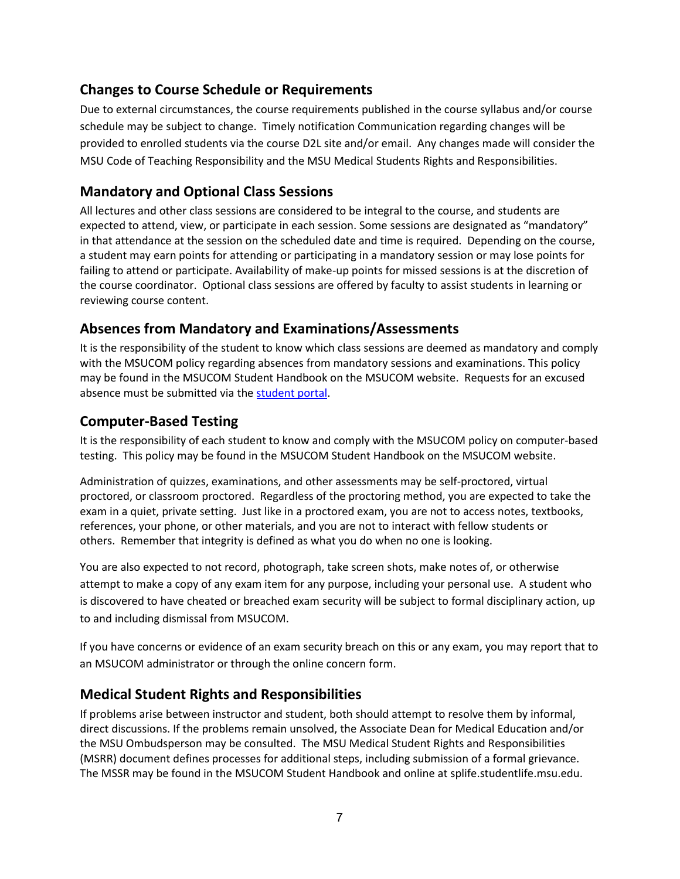## Changes to Course Schedule or Requirements

Due to external circumstances, the course requirements published in the course syllabus and/or course schedule may be subject to change. Timely notification Communication regarding changes will be provided to enrolled students via the course D2L site and/or email. Any changes made will consider the MSU Code of Teaching Responsibility and the MSU Medical Students Rights and Responsibilities.

## Mandatory and Optional Class Sessions

All lectures and other class sessions are considered to be integral to the course, and students are expected to attend, view, or participate in each session. Some sessions are designated as "mandatory" in that attendance at the session on the scheduled date and time is required. Depending on the course, a student may earn points for attending or participating in a mandatory session or may lose points for failing to attend or participate. Availability of make-up points for missed sessions is at the discretion of the course coordinator. Optional class sessions are offered by faculty to assist students in learning or reviewing course content.

## Absences from Mandatory and Examinations/Assessments

It is the responsibility of the student to know which class sessions are deemed as mandatory and comply with the MSUCOM policy regarding absences from mandatory sessions and examinations. This policy may be found in the MSUCOM Student Handbook on the MSUCOM website. Requests for an excused absence must be submitted via the student portal.

## Computer-Based Testing

It is the responsibility of each student to know and comply with the MSUCOM policy on computer-based testing. This policy may be found in the MSUCOM Student Handbook on the MSUCOM website.

Administration of quizzes, examinations, and other assessments may be self-proctored, virtual proctored, or classroom proctored. Regardless of the proctoring method, you are expected to take the exam in a quiet, private setting. Just like in a proctored exam, you are not to access notes, textbooks, references, your phone, or other materials, and you are not to interact with fellow students or others. Remember that integrity is defined as what you do when no one is looking.

You are also expected to not record, photograph, take screen shots, make notes of, or otherwise attempt to make a copy of any exam item for any purpose, including your personal use. A student who is discovered to have cheated or breached exam security will be subject to formal disciplinary action, up to and including dismissal from MSUCOM.

If you have concerns or evidence of an exam security breach on this or any exam, you may report that to an MSUCOM administrator or through the online concern form.

## Medical Student Rights and Responsibilities

If problems arise between instructor and student, both should attempt to resolve them by informal, direct discussions. If the problems remain unsolved, the Associate Dean for Medical Education and/or the MSU Ombudsperson may be consulted. The MSU Medical Student Rights and Responsibilities (MSRR) document defines processes for additional steps, including submission of a formal grievance. The MSSR may be found in the MSUCOM Student Handbook and online at splife.studentlife.msu.edu.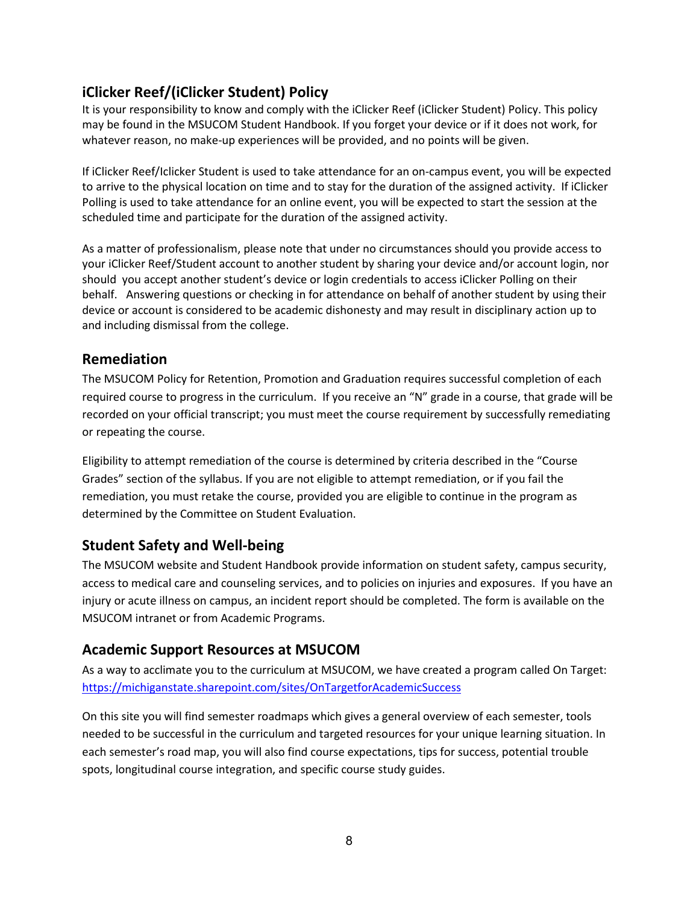## iClicker Reef/(iClicker Student) Policy

It is your responsibility to know and comply with the iClicker Reef (iClicker Student) Policy. This policy may be found in the MSUCOM Student Handbook. If you forget your device or if it does not work, for whatever reason, no make-up experiences will be provided, and no points will be given.

If iClicker Reef/Iclicker Student is used to take attendance for an on-campus event, you will be expected to arrive to the physical location on time and to stay for the duration of the assigned activity. If iClicker Polling is used to take attendance for an online event, you will be expected to start the session at the scheduled time and participate for the duration of the assigned activity.

As a matter of professionalism, please note that under no circumstances should you provide access to your iClicker Reef/Student account to another student by sharing your device and/or account login, nor should you accept another student's device or login credentials to access iClicker Polling on their behalf. Answering questions or checking in for attendance on behalf of another student by using their device or account is considered to be academic dishonesty and may result in disciplinary action up to and including dismissal from the college.

## Remediation

The MSUCOM Policy for Retention, Promotion and Graduation requires successful completion of each required course to progress in the curriculum. If you receive an "N" grade in a course, that grade will be recorded on your official transcript; you must meet the course requirement by successfully remediating or repeating the course.

Eligibility to attempt remediation of the course is determined by criteria described in the "Course Grades" section of the syllabus. If you are not eligible to attempt remediation, or if you fail the remediation, you must retake the course, provided you are eligible to continue in the program as determined by the Committee on Student Evaluation.

## Student Safety and Well-being

The MSUCOM website and Student Handbook provide information on student safety, campus security, access to medical care and counseling services, and to policies on injuries and exposures. If you have an injury or acute illness on campus, an incident report should be completed. The form is available on the MSUCOM intranet or from Academic Programs.

## Academic Support Resources at MSUCOM

As a way to acclimate you to the curriculum at MSUCOM, we have created a program called On Target: https://michiganstate.sharepoint.com/sites/OnTargetforAcademicSuccess

On this site you will find semester roadmaps which gives a general overview of each semester, tools needed to be successful in the curriculum and targeted resources for your unique learning situation. In each semester's road map, you will also find course expectations, tips for success, potential trouble spots, longitudinal course integration, and specific course study guides.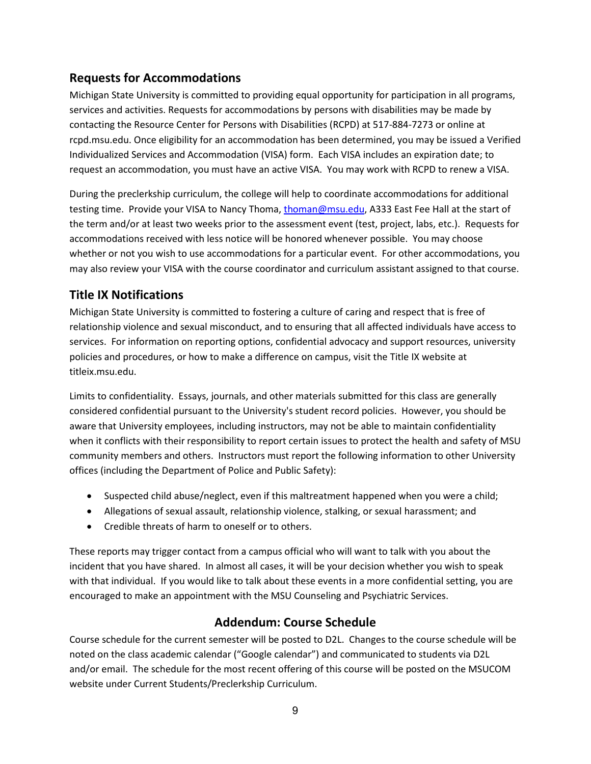## Requests for Accommodations

Michigan State University is committed to providing equal opportunity for participation in all programs, services and activities. Requests for accommodations by persons with disabilities may be made by contacting the Resource Center for Persons with Disabilities (RCPD) at 517-884-7273 or online at rcpd.msu.edu. Once eligibility for an accommodation has been determined, you may be issued a Verified Individualized Services and Accommodation (VISA) form. Each VISA includes an expiration date; to request an accommodation, you must have an active VISA. You may work with RCPD to renew a VISA.

During the preclerkship curriculum, the college will help to coordinate accommodations for additional testing time. Provide your VISA to Nancy Thoma, thoman@msu.edu, A333 East Fee Hall at the start of the term and/or at least two weeks prior to the assessment event (test, project, labs, etc.). Requests for accommodations received with less notice will be honored whenever possible. You may choose whether or not you wish to use accommodations for a particular event. For other accommodations, you may also review your VISA with the course coordinator and curriculum assistant assigned to that course.

## Title IX Notifications

Michigan State University is committed to fostering a culture of caring and respect that is free of relationship violence and sexual misconduct, and to ensuring that all affected individuals have access to services. For information on reporting options, confidential advocacy and support resources, university policies and procedures, or how to make a difference on campus, visit the Title IX website at titleix.msu.edu.

Limits to confidentiality. Essays, journals, and other materials submitted for this class are generally considered confidential pursuant to the University's student record policies. However, you should be aware that University employees, including instructors, may not be able to maintain confidentiality when it conflicts with their responsibility to report certain issues to protect the health and safety of MSU community members and others. Instructors must report the following information to other University offices (including the Department of Police and Public Safety):

- Suspected child abuse/neglect, even if this maltreatment happened when you were a child;
- Allegations of sexual assault, relationship violence, stalking, or sexual harassment; and
- Credible threats of harm to oneself or to others.

These reports may trigger contact from a campus official who will want to talk with you about the incident that you have shared. In almost all cases, it will be your decision whether you wish to speak with that individual. If you would like to talk about these events in a more confidential setting, you are encouraged to make an appointment with the MSU Counseling and Psychiatric Services.

## Addendum: Course Schedule

Course schedule for the current semester will be posted to D2L. Changes to the course schedule will be noted on the class academic calendar ("Google calendar") and communicated to students via D2L and/or email. The schedule for the most recent offering of this course will be posted on the MSUCOM website under Current Students/Preclerkship Curriculum.